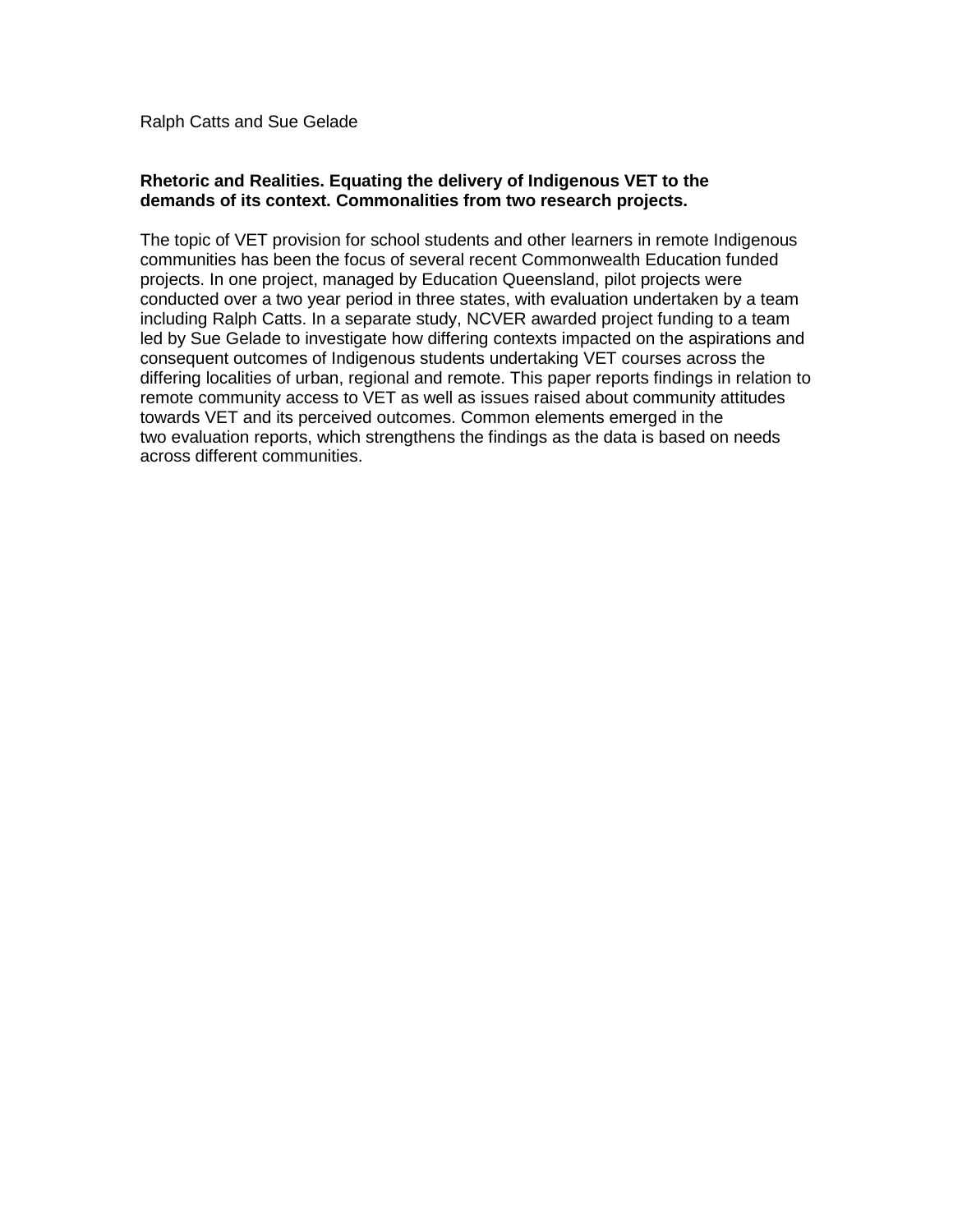Ralph Catts and Sue Gelade

**Rhetoric and Realities. Equating the delivery of Indigenous VET to the demands of its context. Commonalities from two research projects.**

The topic of VET provision for school students and other learners in remote Indigenous communities has been the focus of several recent Commonwealth Education funded projects. In one project, managed by Education Queensland, pilot projects were conducted over a two year period in three states, with evaluation undertaken by a team including Ralph Catts. In a separate study, NCVER awarded project funding to a team led by Sue Gelade to investigate how differing contexts impacted on the aspirations and consequent outcomes of Indigenous students undertaking VET courses across the differing localities of urban, regional and remote. This paper reports findings in relation to remote community access to VET as well as issues raised about community attitudes towards VET and its perceived outcomes. Common elements emerged in the two evaluation reports, which strengthens the findings as the data is based on needs across different communities.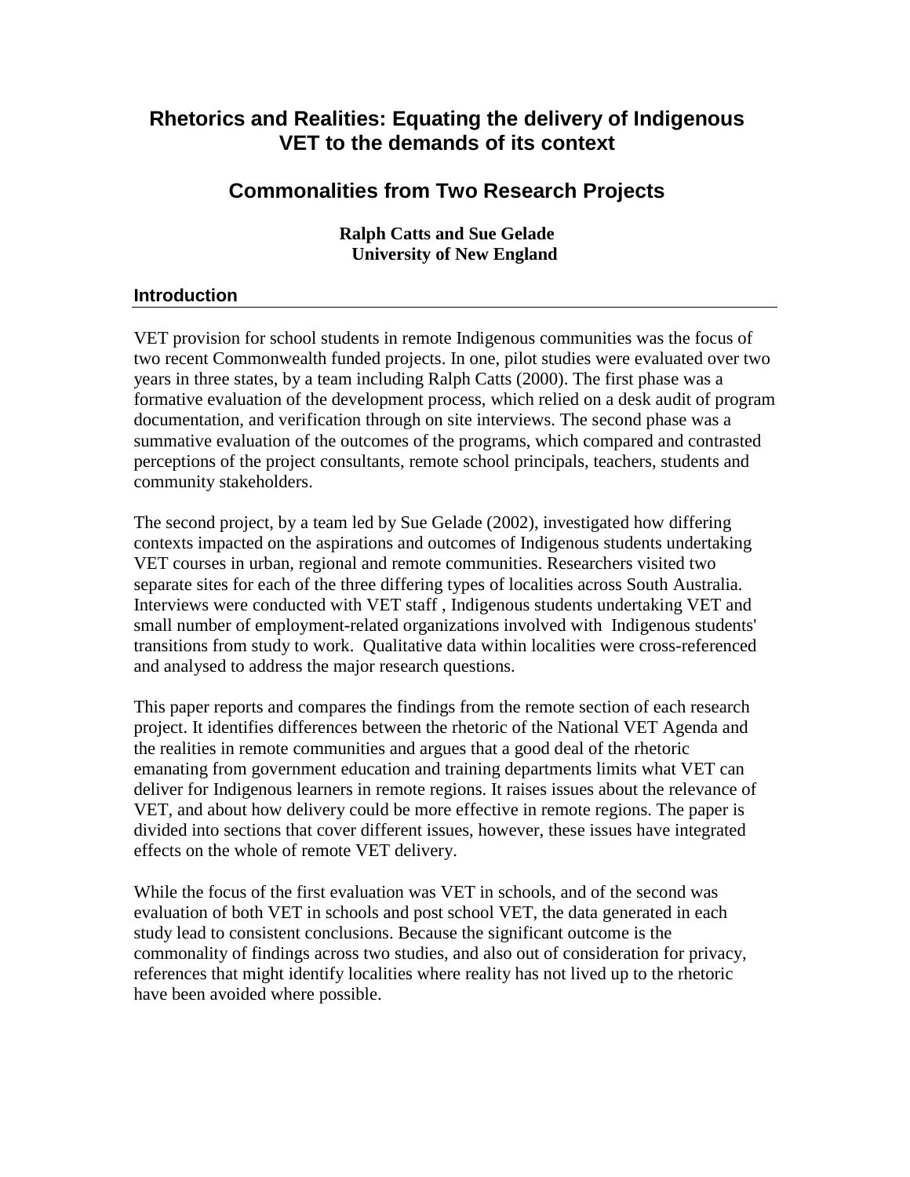# Rhetorics and Realities: Equating the delivery of Indigenous VET to the demands of its context

## Commonalities from Two Research Projects

**Ralph Catts and Sue Gelade**
**University of New England**

### Introduction

VET provision for school students in remote Indigenous communities was the focus of two recent Commonwealth funded projects. In one, pilot studies were evaluated over two years in three states, by a team including Ralph Catts (2000). The first phase was a formative evaluation of the development process, which relied on a desk audit of program documentation, and verification through on site interviews. The second phase was a summative evaluation of the outcomes of the programs, which compared and contrasted perceptions of the project consultants, remote school principals, teachers, students and community stakeholders.

The second project, by a team led by Sue Gelade (2002), investigated how differing contexts impacted on the aspirations and outcomes of Indigenous students undertaking VET courses in urban, regional and remote communities. Researchers visited two separate sites for each of the three differing types of localities across South Australia. Interviews were conducted with VET staff , Indigenous students undertaking VET and small number of employment-related organizations involved with Indigenous students' transitions from study to work. Qualitative data within localities were cross-referenced and analysed to address the major research questions.

This paper reports and compares the findings from the remote section of each research project. It identifies differences between the rhetoric of the National VET Agenda and the realities in remote communities and argues that a good deal of the rhetoric emanating from government education and training departments limits what VET can deliver for Indigenous learners in remote regions. It raises issues about the relevance of VET, and about how delivery could be more effective in remote regions. The paper is divided into sections that cover different issues, however, these issues have integrated effects on the whole of remote VET delivery.

While the focus of the first evaluation was VET in schools, and of the second was evaluation of both VET in schools and post school VET, the data generated in each study lead to consistent conclusions. Because the significant outcome is the commonality of findings across two studies, and also out of consideration for privacy, references that might identify localities where reality has not lived up to the rhetoric have been avoided where possible.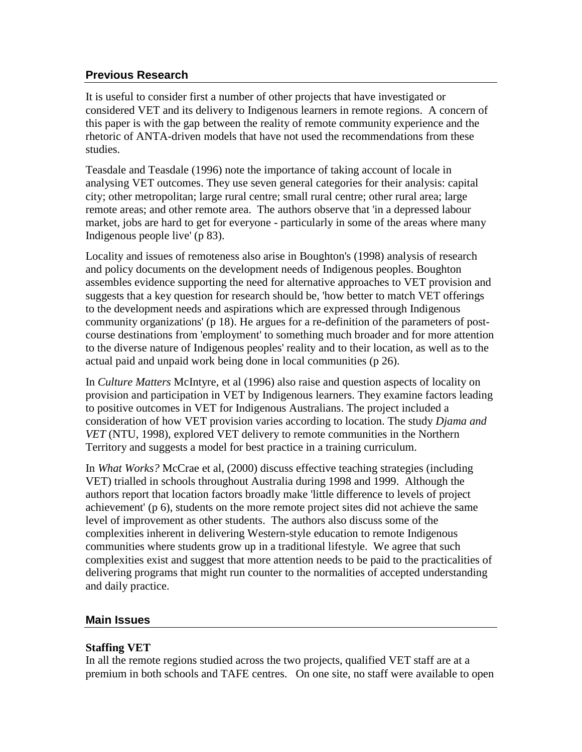## Previous Research

It is useful to consider first a number of other projects that have investigated or considered VET and its delivery to Indigenous learners in remote regions. A concern of this paper is with the gap between the reality of remote community experience and the rhetoric of ANTA-driven models that have not used the recommendations from these studies.

Teasdale and Teasdale (1996) note the importance of taking account of locale in analysing VET outcomes. They use seven general categories for their analysis: capital city; other metropolitan; large rural centre; small rural centre; other rural area; large remote areas; and other remote area. The authors observe that 'in a depressed labour market, jobs are hard to get for everyone - particularly in some of the areas where many Indigenous people live' (p 83).

Locality and issues of remoteness also arise in Boughton's (1998) analysis of research and policy documents on the development needs of Indigenous peoples. Boughton assembles evidence supporting the need for alternative approaches to VET provision and suggests that a key question for research should be, 'how better to match VET offerings to the development needs and aspirations which are expressed through Indigenous community organizations' (p 18). He argues for a re-definition of the parameters of post-course destinations from 'employment' to something much broader and for more attention to the diverse nature of Indigenous peoples' reality and to their location, as well as to the actual paid and unpaid work being done in local communities (p 26).

In *Culture Matters* McIntyre, et al (1996) also raise and question aspects of locality on provision and participation in VET by Indigenous learners. They examine factors leading to positive outcomes in VET for Indigenous Australians. The project included a consideration of how VET provision varies according to location. The study *Djama and VET* (NTU, 1998), explored VET delivery to remote communities in the Northern Territory and suggests a model for best practice in a training curriculum.

In *What Works?* McCrae et al, (2000) discuss effective teaching strategies (including VET) trialled in schools throughout Australia during 1998 and 1999. Although the authors report that location factors broadly make 'little difference to levels of project achievement' (p 6), students on the more remote project sites did not achieve the same level of improvement as other students. The authors also discuss some of the complexities inherent in delivering Western-style education to remote Indigenous communities where students grow up in a traditional lifestyle. We agree that such complexities exist and suggest that more attention needs to be paid to the practicalities of delivering programs that might run counter to the normalities of accepted understanding and daily practice.

## Main Issues

### Staffing VET

In all the remote regions studied across the two projects, qualified VET staff are at a premium in both schools and TAFE centres. On one site, no staff were available to open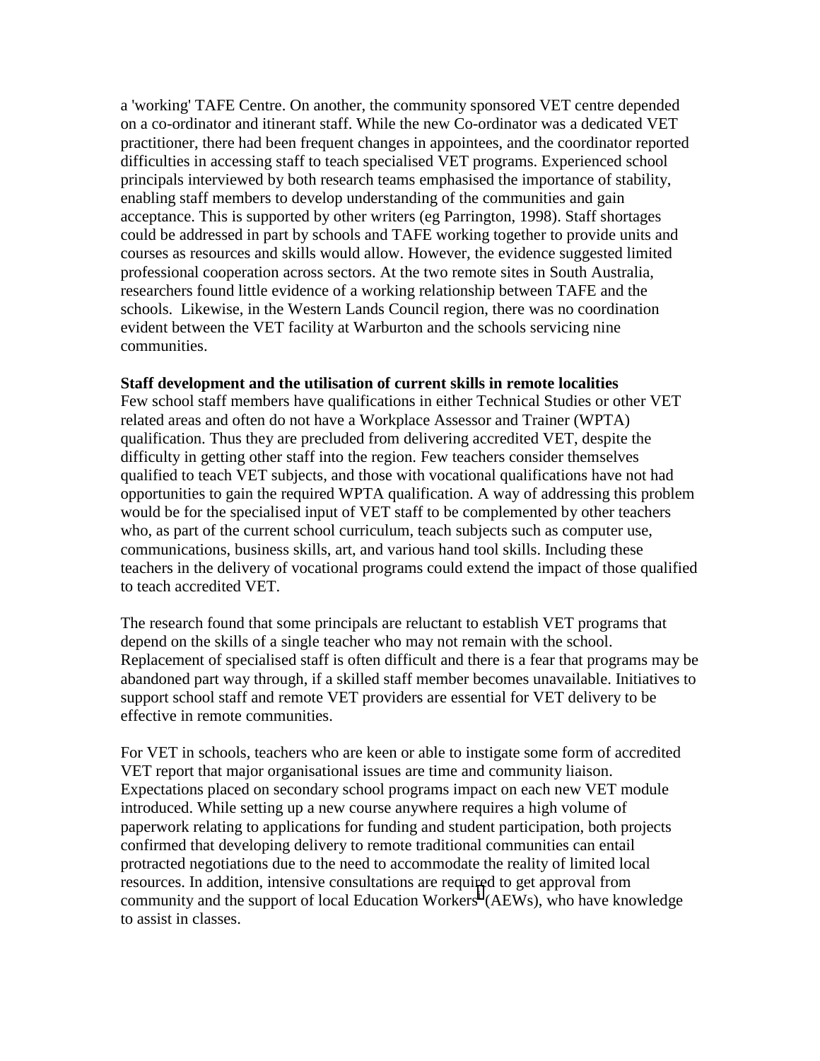a 'working' TAFE Centre. On another, the community sponsored VET centre depended on a co-ordinator and itinerant staff. While the new Co-ordinator was a dedicated VET practitioner, there had been frequent changes in appointees, and the coordinator reported difficulties in accessing staff to teach specialised VET programs. Experienced school principals interviewed by both research teams emphasised the importance of stability, enabling staff members to develop understanding of the communities and gain acceptance. This is supported by other writers (eg Parrington, 1998). Staff shortages could be addressed in part by schools and TAFE working together to provide units and courses as resources and skills would allow. However, the evidence suggested limited professional cooperation across sectors. At the two remote sites in South Australia, researchers found little evidence of a working relationship between TAFE and the schools. Likewise, in the Western Lands Council region, there was no coordination evident between the VET facility at Warburton and the schools servicing nine communities.

**Staff development and the utilisation of current skills in remote localities**

Few school staff members have qualifications in either Technical Studies or other VET related areas and often do not have a Workplace Assessor and Trainer (WPTA) qualification. Thus they are precluded from delivering accredited VET, despite the difficulty in getting other staff into the region. Few teachers consider themselves qualified to teach VET subjects, and those with vocational qualifications have not had opportunities to gain the required WPTA qualification. A way of addressing this problem would be for the specialised input of VET staff to be complemented by other teachers who, as part of the current school curriculum, teach subjects such as computer use, communications, business skills, art, and various hand tool skills. Including these teachers in the delivery of vocational programs could extend the impact of those qualified to teach accredited VET.

The research found that some principals are reluctant to establish VET programs that depend on the skills of a single teacher who may not remain with the school. Replacement of specialised staff is often difficult and there is a fear that programs may be abandoned part way through, if a skilled staff member becomes unavailable. Initiatives to support school staff and remote VET providers are essential for VET delivery to be effective in remote communities.

For VET in schools, teachers who are keen or able to instigate some form of accredited VET report that major organisational issues are time and community liaison. Expectations placed on secondary school programs impact on each new VET module introduced. While setting up a new course anywhere requires a high volume of paperwork relating to applications for funding and student participation, both projects confirmed that developing delivery to remote traditional communities can entail protracted negotiations due to the need to accommodate the reality of limited local resources. In addition, intensive consultations are required to get approval from community and the support of local Education Workers[1] (AEWs), who have knowledge to assist in classes.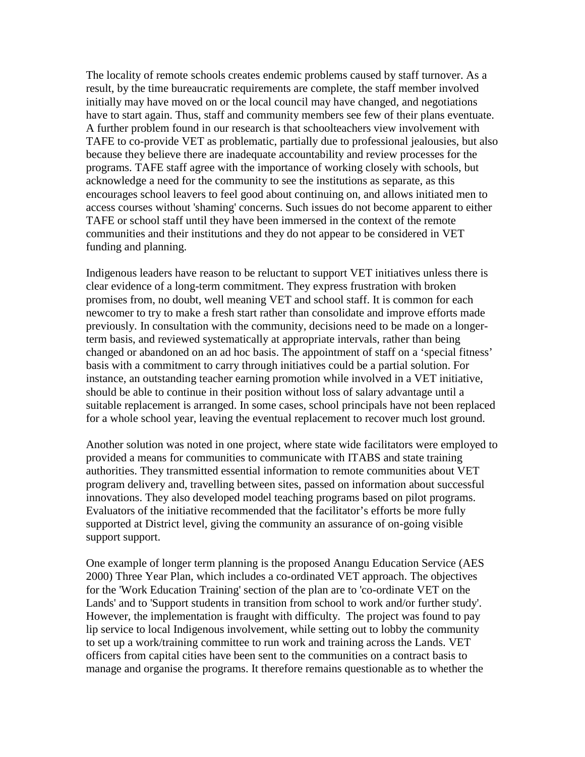The locality of remote schools creates endemic problems caused by staff turnover. As a result, by the time bureaucratic requirements are complete, the staff member involved initially may have moved on or the local council may have changed, and negotiations have to start again. Thus, staff and community members see few of their plans eventuate. A further problem found in our research is that schoolteachers view involvement with TAFE to co-provide VET as problematic, partially due to professional jealousies, but also because they believe there are inadequate accountability and review processes for the programs. TAFE staff agree with the importance of working closely with schools, but acknowledge a need for the community to see the institutions as separate, as this encourages school leavers to feel good about continuing on, and allows initiated men to access courses without 'shaming' concerns. Such issues do not become apparent to either TAFE or school staff until they have been immersed in the context of the remote communities and their institutions and they do not appear to be considered in VET funding and planning.

Indigenous leaders have reason to be reluctant to support VET initiatives unless there is clear evidence of a long-term commitment. They express frustration with broken promises from, no doubt, well meaning VET and school staff. It is common for each newcomer to try to make a fresh start rather than consolidate and improve efforts made previously. In consultation with the community, decisions need to be made on a longer-term basis, and reviewed systematically at appropriate intervals, rather than being changed or abandoned on an ad hoc basis. The appointment of staff on a 'special fitness' basis with a commitment to carry through initiatives could be a partial solution. For instance, an outstanding teacher earning promotion while involved in a VET initiative, should be able to continue in their position without loss of salary advantage until a suitable replacement is arranged. In some cases, school principals have not been replaced for a whole school year, leaving the eventual replacement to recover much lost ground.

Another solution was noted in one project, where state wide facilitators were employed to provided a means for communities to communicate with ITABS and state training authorities. They transmitted essential information to remote communities about VET program delivery and, travelling between sites, passed on information about successful innovations. They also developed model teaching programs based on pilot programs. Evaluators of the initiative recommended that the facilitator's efforts be more fully supported at District level, giving the community an assurance of on-going visible support support.

One example of longer term planning is the proposed Anangu Education Service (AES 2000) Three Year Plan, which includes a co-ordinated VET approach. The objectives for the 'Work Education Training' section of the plan are to 'co-ordinate VET on the Lands' and to 'Support students in transition from school to work and/or further study'. However, the implementation is fraught with difficulty. The project was found to pay lip service to local Indigenous involvement, while setting out to lobby the community to set up a work/training committee to run work and training across the Lands. VET officers from capital cities have been sent to the communities on a contract basis to manage and organise the programs. It therefore remains questionable as to whether the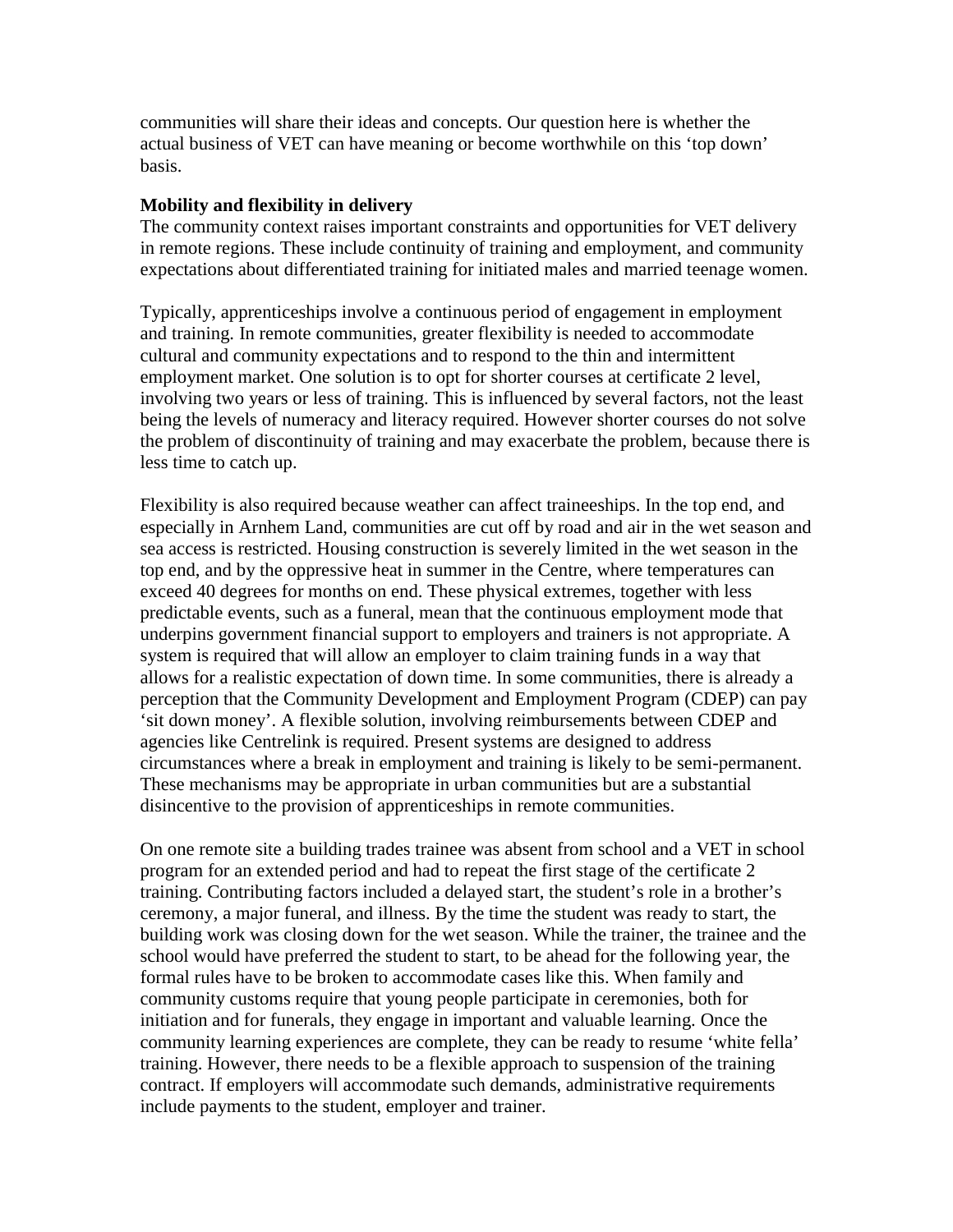communities will share their ideas and concepts. Our question here is whether the actual business of VET can have meaning or become worthwhile on this 'top down' basis.

**Mobility and flexibility in delivery**

The community context raises important constraints and opportunities for VET delivery in remote regions. These include continuity of training and employment, and community expectations about differentiated training for initiated males and married teenage women.

Typically, apprenticeships involve a continuous period of engagement in employment and training. In remote communities, greater flexibility is needed to accommodate cultural and community expectations and to respond to the thin and intermittent employment market. One solution is to opt for shorter courses at certificate 2 level, involving two years or less of training. This is influenced by several factors, not the least being the levels of numeracy and literacy required. However shorter courses do not solve the problem of discontinuity of training and may exacerbate the problem, because there is less time to catch up.

Flexibility is also required because weather can affect traineeships. In the top end, and especially in Arnhem Land, communities are cut off by road and air in the wet season and sea access is restricted. Housing construction is severely limited in the wet season in the top end, and by the oppressive heat in summer in the Centre, where temperatures can exceed 40 degrees for months on end. These physical extremes, together with less predictable events, such as a funeral, mean that the continuous employment mode that underpins government financial support to employers and trainers is not appropriate. A system is required that will allow an employer to claim training funds in a way that allows for a realistic expectation of down time. In some communities, there is already a perception that the Community Development and Employment Program (CDEP) can pay 'sit down money'. A flexible solution, involving reimbursements between CDEP and agencies like Centrelink is required. Present systems are designed to address circumstances where a break in employment and training is likely to be semi-permanent. These mechanisms may be appropriate in urban communities but are a substantial disincentive to the provision of apprenticeships in remote communities.

On one remote site a building trades trainee was absent from school and a VET in school program for an extended period and had to repeat the first stage of the certificate 2 training. Contributing factors included a delayed start, the student's role in a brother's ceremony, a major funeral, and illness. By the time the student was ready to start, the building work was closing down for the wet season. While the trainer, the trainee and the school would have preferred the student to start, to be ahead for the following year, the formal rules have to be broken to accommodate cases like this. When family and community customs require that young people participate in ceremonies, both for initiation and for funerals, they engage in important and valuable learning. Once the community learning experiences are complete, they can be ready to resume 'white fella' training. However, there needs to be a flexible approach to suspension of the training contract. If employers will accommodate such demands, administrative requirements include payments to the student, employer and trainer.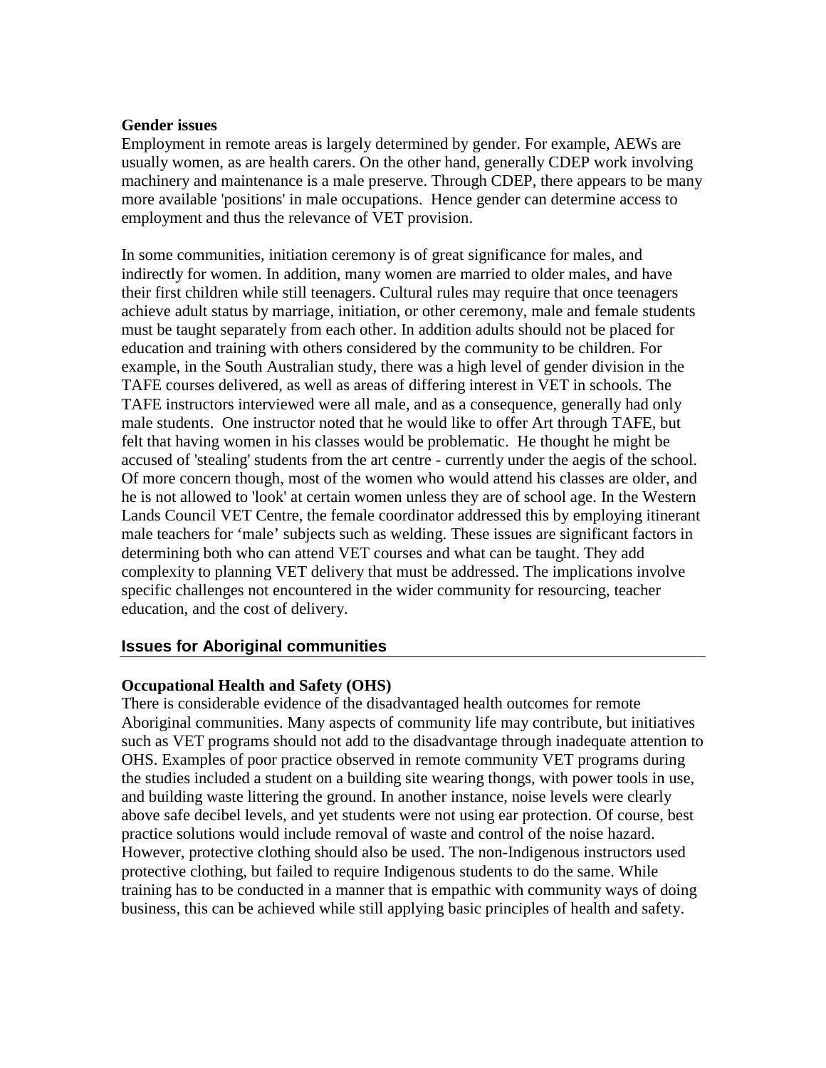**Gender issues**

Employment in remote areas is largely determined by gender. For example, AEWs are usually women, as are health carers. On the other hand, generally CDEP work involving machinery and maintenance is a male preserve. Through CDEP, there appears to be many more available 'positions' in male occupations. Hence gender can determine access to employment and thus the relevance of VET provision.

In some communities, initiation ceremony is of great significance for males, and indirectly for women. In addition, many women are married to older males, and have their first children while still teenagers. Cultural rules may require that once teenagers achieve adult status by marriage, initiation, or other ceremony, male and female students must be taught separately from each other. In addition adults should not be placed for education and training with others considered by the community to be children. For example, in the South Australian study, there was a high level of gender division in the TAFE courses delivered, as well as areas of differing interest in VET in schools. The TAFE instructors interviewed were all male, and as a consequence, generally had only male students. One instructor noted that he would like to offer Art through TAFE, but felt that having women in his classes would be problematic. He thought he might be accused of 'stealing' students from the art centre - currently under the aegis of the school. Of more concern though, most of the women who would attend his classes are older, and he is not allowed to 'look' at certain women unless they are of school age. In the Western Lands Council VET Centre, the female coordinator addressed this by employing itinerant male teachers for 'male' subjects such as welding. These issues are significant factors in determining both who can attend VET courses and what can be taught. They add complexity to planning VET delivery that must be addressed. The implications involve specific challenges not encountered in the wider community for resourcing, teacher education, and the cost of delivery.

## Issues for Aboriginal communities

**Occupational Health and Safety (OHS)**

There is considerable evidence of the disadvantaged health outcomes for remote Aboriginal communities. Many aspects of community life may contribute, but initiatives such as VET programs should not add to the disadvantage through inadequate attention to OHS. Examples of poor practice observed in remote community VET programs during the studies included a student on a building site wearing thongs, with power tools in use, and building waste littering the ground. In another instance, noise levels were clearly above safe decibel levels, and yet students were not using ear protection. Of course, best practice solutions would include removal of waste and control of the noise hazard. However, protective clothing should also be used. The non-Indigenous instructors used protective clothing, but failed to require Indigenous students to do the same. While training has to be conducted in a manner that is empathic with community ways of doing business, this can be achieved while still applying basic principles of health and safety.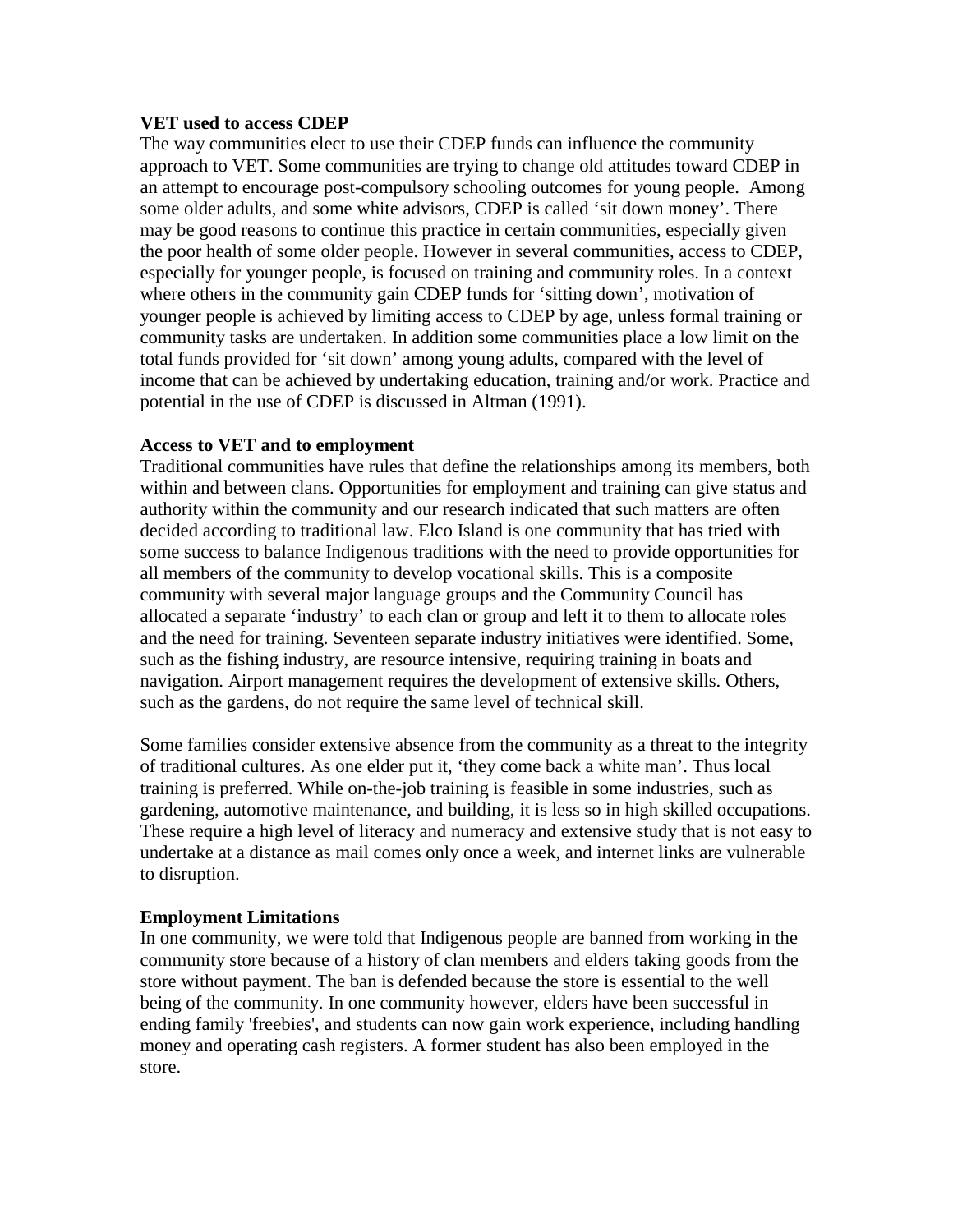**VET used to access CDEP**

The way communities elect to use their CDEP funds can influence the community approach to VET. Some communities are trying to change old attitudes toward CDEP in an attempt to encourage post-compulsory schooling outcomes for young people. Among some older adults, and some white advisors, CDEP is called 'sit down money'. There may be good reasons to continue this practice in certain communities, especially given the poor health of some older people. However in several communities, access to CDEP, especially for younger people, is focused on training and community roles. In a context where others in the community gain CDEP funds for 'sitting down', motivation of younger people is achieved by limiting access to CDEP by age, unless formal training or community tasks are undertaken. In addition some communities place a low limit on the total funds provided for 'sit down' among young adults, compared with the level of income that can be achieved by undertaking education, training and/or work. Practice and potential in the use of CDEP is discussed in Altman (1991).

**Access to VET and to employment**

Traditional communities have rules that define the relationships among its members, both within and between clans. Opportunities for employment and training can give status and authority within the community and our research indicated that such matters are often decided according to traditional law. Elco Island is one community that has tried with some success to balance Indigenous traditions with the need to provide opportunities for all members of the community to develop vocational skills. This is a composite community with several major language groups and the Community Council has allocated a separate 'industry' to each clan or group and left it to them to allocate roles and the need for training. Seventeen separate industry initiatives were identified. Some, such as the fishing industry, are resource intensive, requiring training in boats and navigation. Airport management requires the development of extensive skills. Others, such as the gardens, do not require the same level of technical skill.

Some families consider extensive absence from the community as a threat to the integrity of traditional cultures. As one elder put it, 'they come back a white man'. Thus local training is preferred. While on-the-job training is feasible in some industries, such as gardening, automotive maintenance, and building, it is less so in high skilled occupations. These require a high level of literacy and numeracy and extensive study that is not easy to undertake at a distance as mail comes only once a week, and internet links are vulnerable to disruption.

**Employment Limitations**

In one community, we were told that Indigenous people are banned from working in the community store because of a history of clan members and elders taking goods from the store without payment. The ban is defended because the store is essential to the well being of the community. In one community however, elders have been successful in ending family 'freebies', and students can now gain work experience, including handling money and operating cash registers. A former student has also been employed in the store.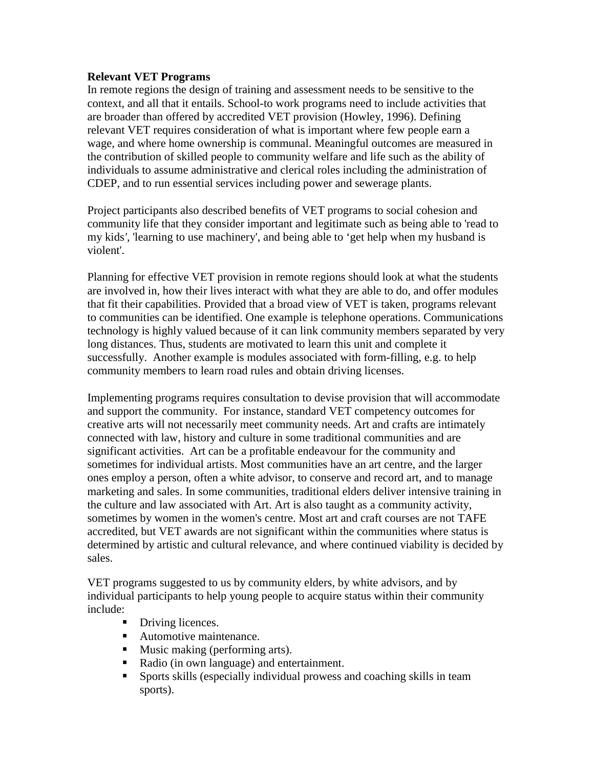**Relevant VET Programs**

In remote regions the design of training and assessment needs to be sensitive to the context, and all that it entails. School-to work programs need to include activities that are broader than offered by accredited VET provision (Howley, 1996). Defining relevant VET requires consideration of what is important where few people earn a wage, and where home ownership is communal. Meaningful outcomes are measured in the contribution of skilled people to community welfare and life such as the ability of individuals to assume administrative and clerical roles including the administration of CDEP, and to run essential services including power and sewerage plants.

Project participants also described benefits of VET programs to social cohesion and community life that they consider important and legitimate such as being able to 'read to my kids', 'learning to use machinery', and being able to ‘get help when my husband is violent'.

Planning for effective VET provision in remote regions should look at what the students are involved in, how their lives interact with what they are able to do, and offer modules that fit their capabilities. Provided that a broad view of VET is taken, programs relevant to communities can be identified. One example is telephone operations. Communications technology is highly valued because of it can link community members separated by very long distances. Thus, students are motivated to learn this unit and complete it successfully. Another example is modules associated with form-filling, e.g. to help community members to learn road rules and obtain driving licenses.

Implementing programs requires consultation to devise provision that will accommodate and support the community. For instance, standard VET competency outcomes for creative arts will not necessarily meet community needs. Art and crafts are intimately connected with law, history and culture in some traditional communities and are significant activities. Art can be a profitable endeavour for the community and sometimes for individual artists. Most communities have an art centre, and the larger ones employ a person, often a white advisor, to conserve and record art, and to manage marketing and sales. In some communities, traditional elders deliver intensive training in the culture and law associated with Art. Art is also taught as a community activity, sometimes by women in the women's centre. Most art and craft courses are not TAFE accredited, but VET awards are not significant within the communities where status is determined by artistic and cultural relevance, and where continued viability is decided by sales.

VET programs suggested to us by community elders, by white advisors, and by individual participants to help young people to acquire status within their community include:

- Driving licences.
- Automotive maintenance.
- Music making (performing arts).
- Radio (in own language) and entertainment.
- Sports skills (especially individual prowess and coaching skills in team sports).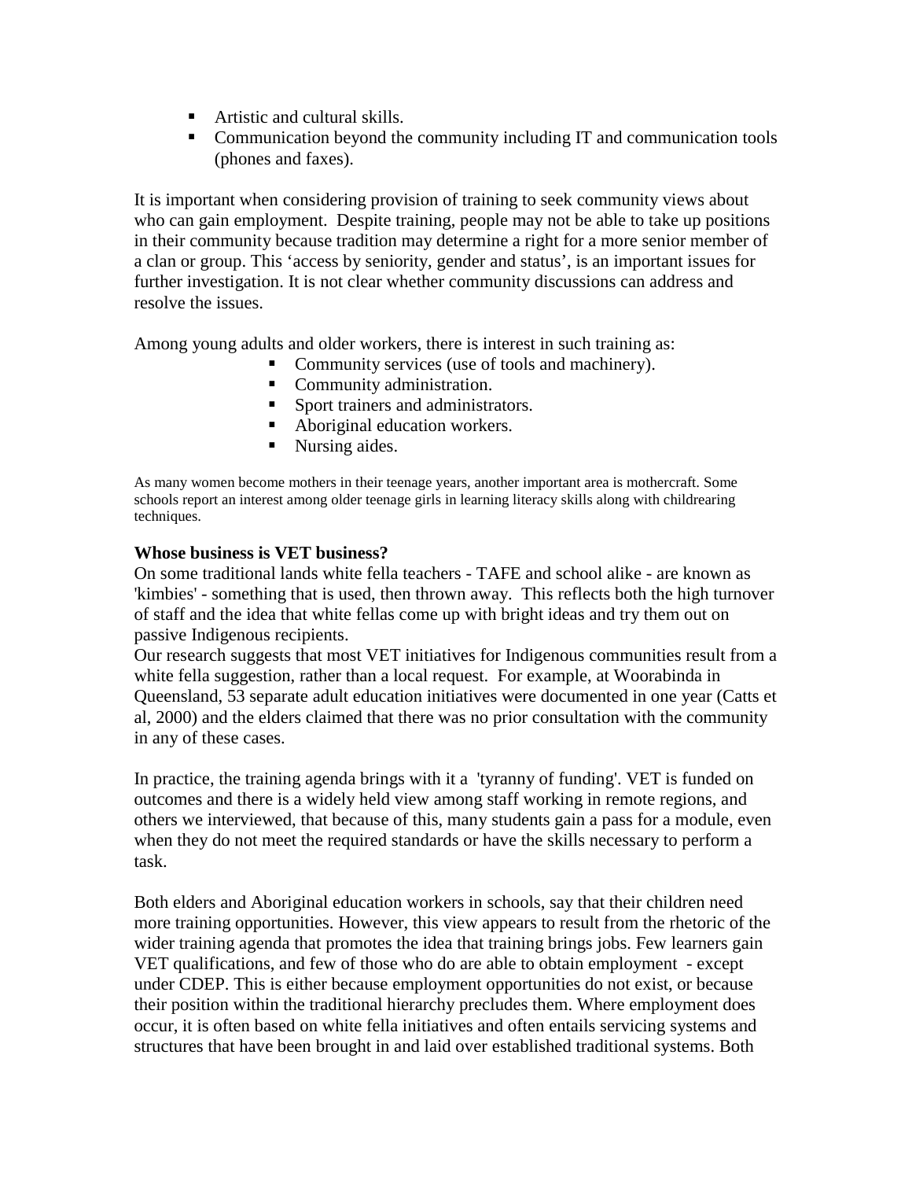- Artistic and cultural skills.
- Communication beyond the community including IT and communication tools (phones and faxes).

It is important when considering provision of training to seek community views about who can gain employment. Despite training, people may not be able to take up positions in their community because tradition may determine a right for a more senior member of a clan or group. This 'access by seniority, gender and status', is an important issues for further investigation. It is not clear whether community discussions can address and resolve the issues.

Among young adults and older workers, there is interest in such training as:

- Community services (use of tools and machinery).
- Community administration.
- Sport trainers and administrators.
- Aboriginal education workers.
- Nursing aides.

As many women become mothers in their teenage years, another important area is mothercraft. Some schools report an interest among older teenage girls in learning literacy skills along with childrearing techniques.

**Whose business is VET business?**

On some traditional lands white fella teachers - TAFE and school alike - are known as 'kimbies' - something that is used, then thrown away. This reflects both the high turnover of staff and the idea that white fellas come up with bright ideas and try them out on passive Indigenous recipients.

Our research suggests that most VET initiatives for Indigenous communities result from a white fella suggestion, rather than a local request. For example, at Woorabinda in Queensland, 53 separate adult education initiatives were documented in one year (Catts et al, 2000) and the elders claimed that there was no prior consultation with the community in any of these cases.

In practice, the training agenda brings with it a 'tyranny of funding'. VET is funded on outcomes and there is a widely held view among staff working in remote regions, and others we interviewed, that because of this, many students gain a pass for a module, even when they do not meet the required standards or have the skills necessary to perform a task.

Both elders and Aboriginal education workers in schools, say that their children need more training opportunities. However, this view appears to result from the rhetoric of the wider training agenda that promotes the idea that training brings jobs. Few learners gain VET qualifications, and few of those who do are able to obtain employment - except under CDEP. This is either because employment opportunities do not exist, or because their position within the traditional hierarchy precludes them. Where employment does occur, it is often based on white fella initiatives and often entails servicing systems and structures that have been brought in and laid over established traditional systems. Both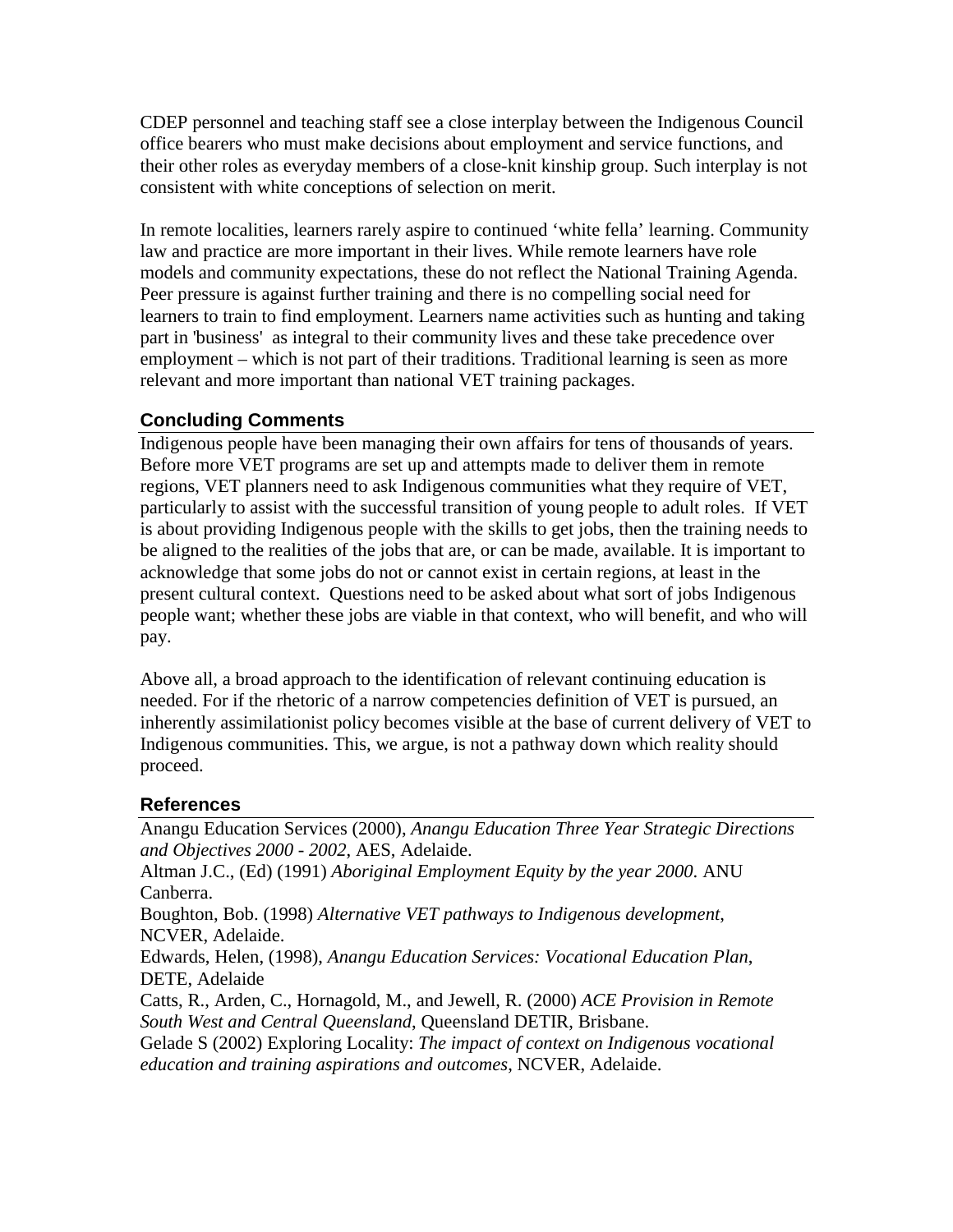CDEP personnel and teaching staff see a close interplay between the Indigenous Council office bearers who must make decisions about employment and service functions, and their other roles as everyday members of a close-knit kinship group. Such interplay is not consistent with white conceptions of selection on merit.

In remote localities, learners rarely aspire to continued 'white fella' learning. Community law and practice are more important in their lives. While remote learners have role models and community expectations, these do not reflect the National Training Agenda. Peer pressure is against further training and there is no compelling social need for learners to train to find employment. Learners name activities such as hunting and taking part in 'business' as integral to their community lives and these take precedence over employment – which is not part of their traditions. Traditional learning is seen as more relevant and more important than national VET training packages.

## Concluding Comments

Indigenous people have been managing their own affairs for tens of thousands of years. Before more VET programs are set up and attempts made to deliver them in remote regions, VET planners need to ask Indigenous communities what they require of VET, particularly to assist with the successful transition of young people to adult roles. If VET is about providing Indigenous people with the skills to get jobs, then the training needs to be aligned to the realities of the jobs that are, or can be made, available. It is important to acknowledge that some jobs do not or cannot exist in certain regions, at least in the present cultural context. Questions need to be asked about what sort of jobs Indigenous people want; whether these jobs are viable in that context, who will benefit, and who will pay.

Above all, a broad approach to the identification of relevant continuing education is needed. For if the rhetoric of a narrow competencies definition of VET is pursued, an inherently assimilationist policy becomes visible at the base of current delivery of VET to Indigenous communities. This, we argue, is not a pathway down which reality should proceed.

## References

Anangu Education Services (2000), *Anangu Education Three Year Strategic Directions and Objectives 2000 - 2002*, AES, Adelaide.

Altman J.C., (Ed) (1991) *Aboriginal Employment Equity by the year 2000.* ANU Canberra.

Boughton, Bob. (1998) *Alternative VET pathways to Indigenous development*, NCVER, Adelaide.

Edwards, Helen, (1998), *Anangu Education Services: Vocational Education Plan*, DETE, Adelaide

Catts, R., Arden, C., Hornagold, M., and Jewell, R. (2000) *ACE Provision in Remote South West and Central Queensland*, Queensland DETIR, Brisbane.

Gelade S (2002) Exploring Locality: *The impact of context on Indigenous vocational education and training aspirations and outcomes*, NCVER, Adelaide.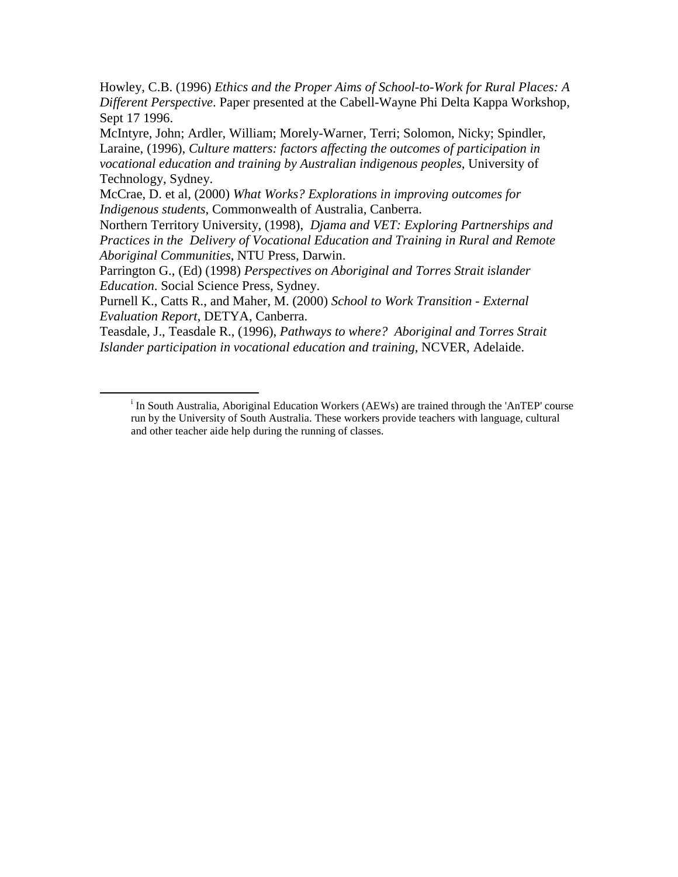Howley, C.B. (1996) *Ethics and the Proper Aims of School-to-Work for Rural Places: A Different Perspective*. Paper presented at the Cabell-Wayne Phi Delta Kappa Workshop, Sept 17 1996.

McIntyre, John; Ardler, William; Morely-Warner, Terri; Solomon, Nicky; Spindler, Laraine, (1996), *Culture matters: factors affecting the outcomes of participation in vocational education and training by Australian indigenous peoples*, University of Technology, Sydney.

McCrae, D. et al, (2000) *What Works? Explorations in improving outcomes for Indigenous students*, Commonwealth of Australia, Canberra.

Northern Territory University, (1998), *Djama and VET: Exploring Partnerships and Practices in the Delivery of Vocational Education and Training in Rural and Remote Aboriginal Communities*, NTU Press, Darwin.

Parrington G., (Ed) (1998) *Perspectives on Aboriginal and Torres Strait islander Education.* Social Science Press, Sydney.

Purnell K., Catts R., and Maher, M. (2000) *School to Work Transition - External Evaluation Report*, DETYA, Canberra.

Teasdale, J., Teasdale R., (1996), *Pathways to where? Aboriginal and Torres Strait Islander participation in vocational education and training*, NCVER, Adelaide.

---

[i] In South Australia, Aboriginal Education Workers (AEWs) are trained through the 'AnTEP' course run by the University of South Australia. These workers provide teachers with language, cultural and other teacher aide help during the running of classes.